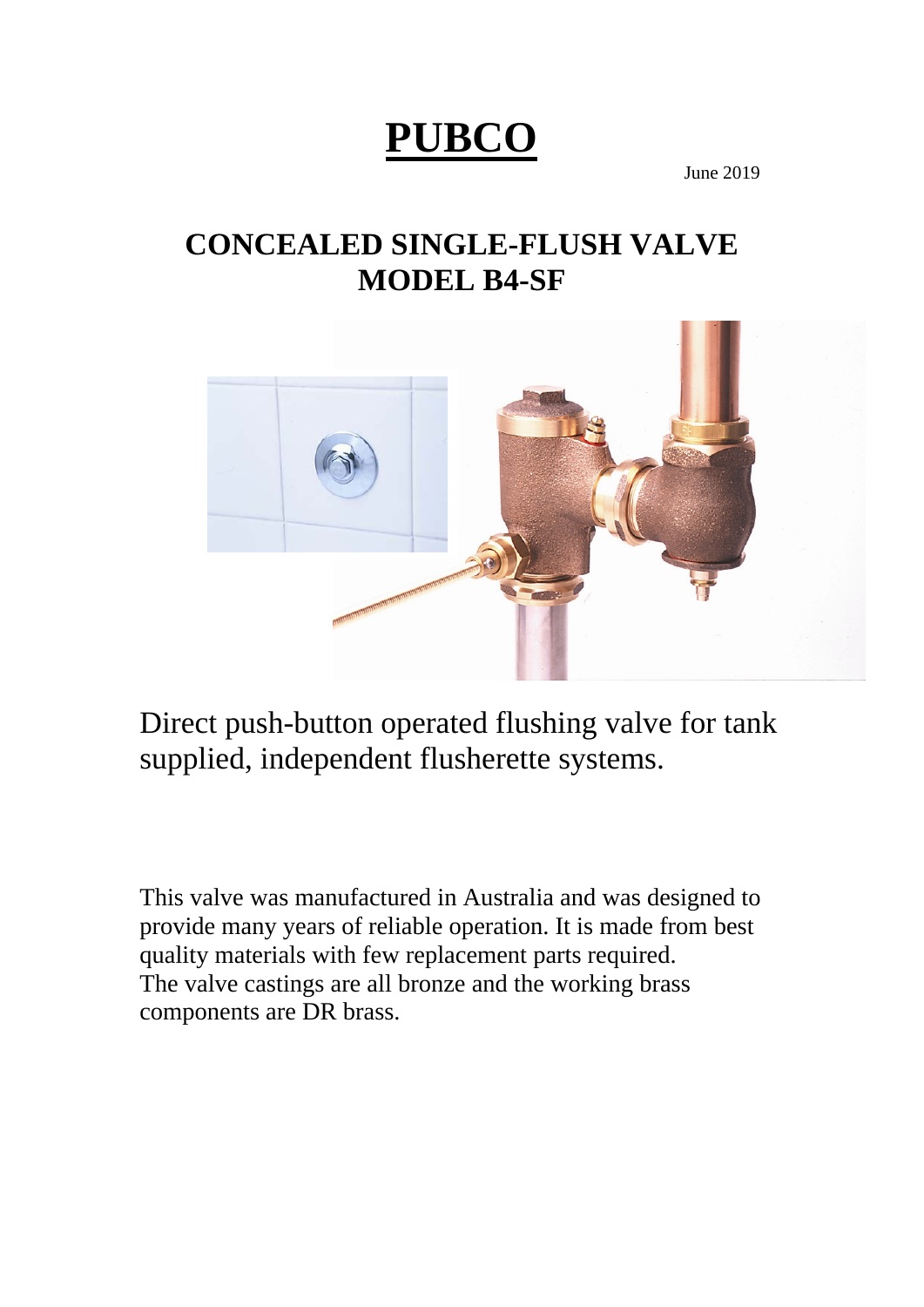# PUBCO

June 2019

## CONCEALED SINGLE-FLUSH VALVE
## MODEL B4-SF

Direct push-button operated flushing valve for tank supplied, independent flusherette systems.

This valve was manufactured in Australia and was designed to provide many years of reliable operation. It is made from best quality materials with few replacement parts required.
The valve castings are all bronze and the working brass components are DR brass.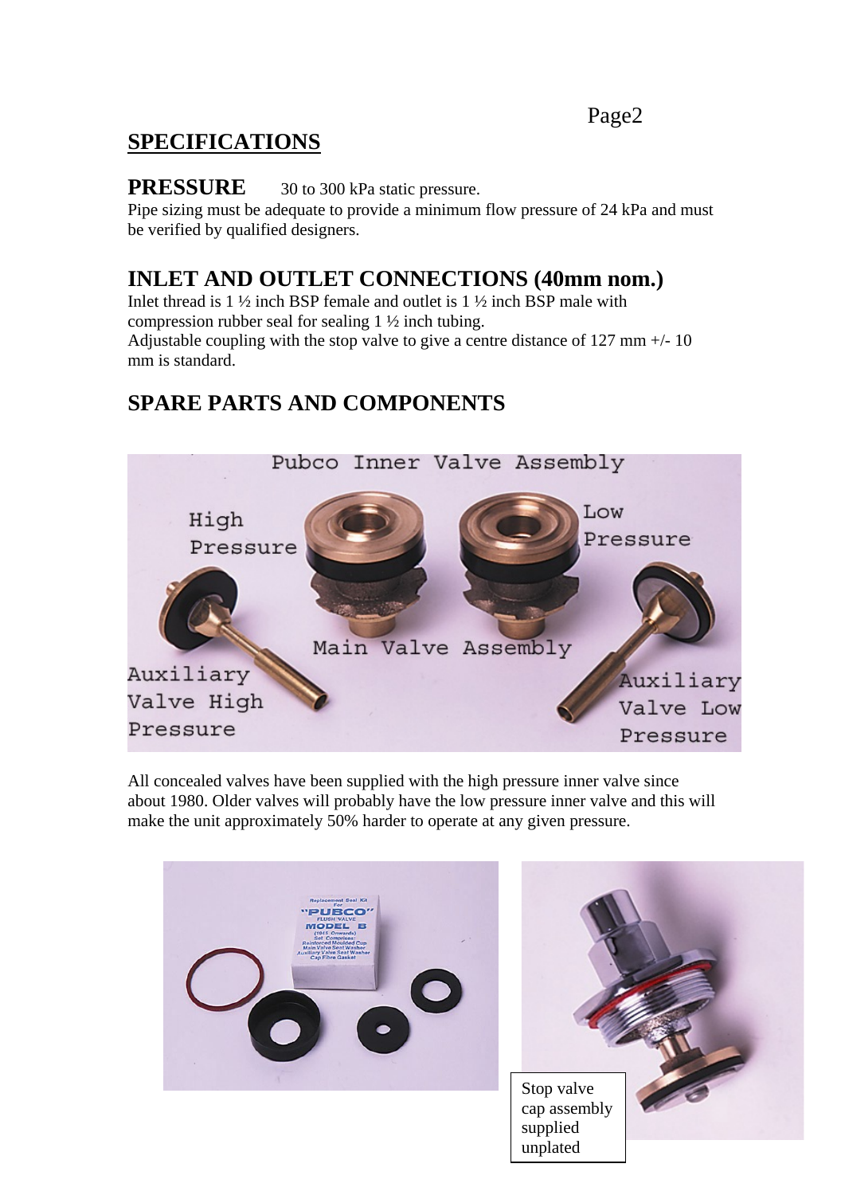## SPECIFICATIONS

**PRESSURE** 30 to 300 kPa static pressure.

Pipe sizing must be adequate to provide a minimum flow pressure of 24 kPa and must be verified by qualified designers.

## INLET AND OUTLET CONNECTIONS (40mm nom.)

Inlet thread is 1 ½ inch BSP female and outlet is 1 ½ inch BSP male with compression rubber seal for sealing 1 ½ inch tubing.

Adjustable coupling with the stop valve to give a centre distance of 127 mm +/- 10 mm is standard.

## SPARE PARTS AND COMPONENTS

Pubco Inner Valve Assembly

High Pressure | Low Pressure | Main Valve Assembly | Auxiliary Valve High Pressure | Auxiliary Valve Low Pressure

All concealed valves have been supplied with the high pressure inner valve since about 1980. Older valves will probably have the low pressure inner valve and this will make the unit approximately 50% harder to operate at any given pressure.

Stop valve cap assembly supplied unplated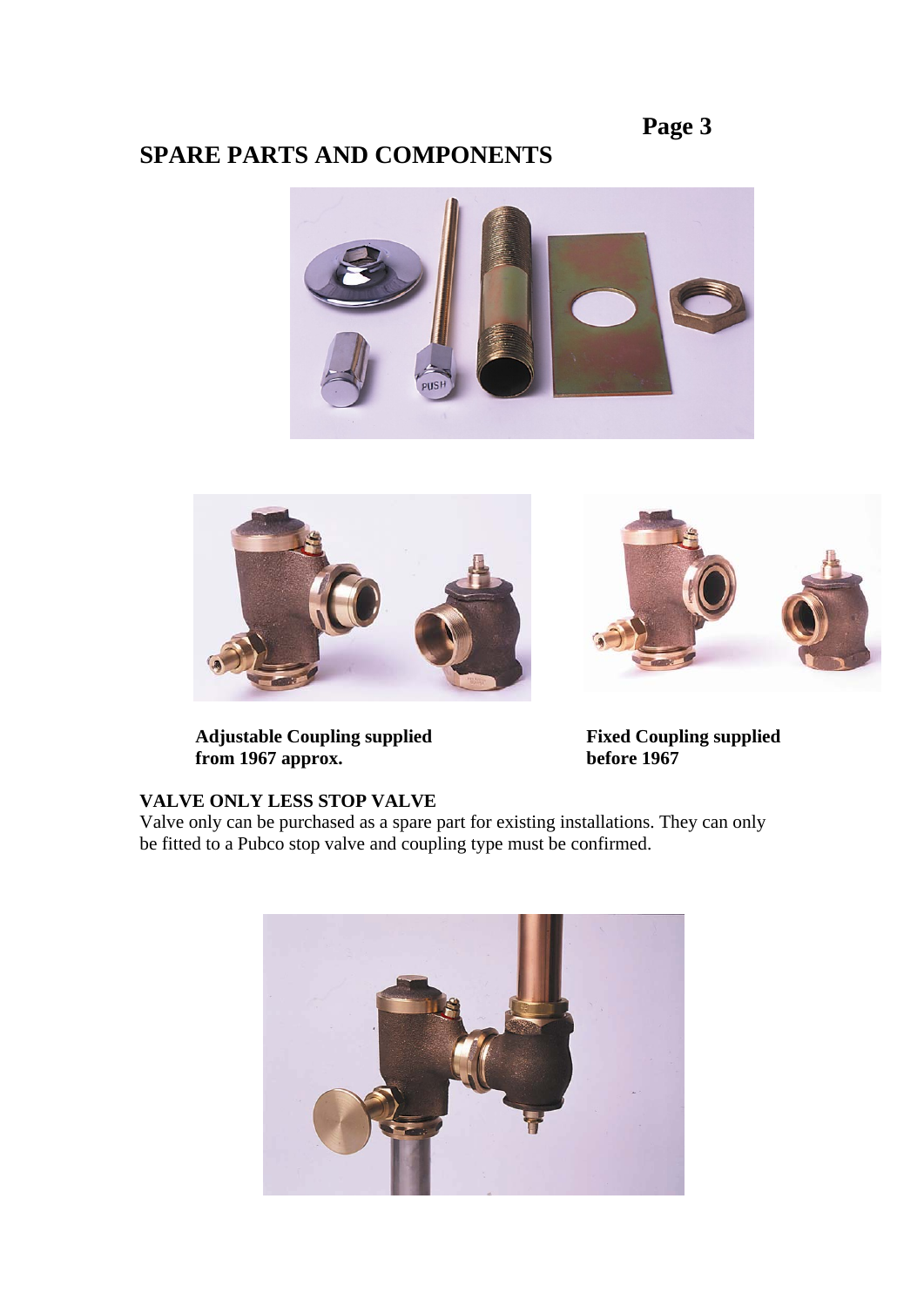## SPARE PARTS AND COMPONENTS

**Adjustable Coupling supplied from 1967 approx.**

**Fixed Coupling supplied before 1967**

### VALVE ONLY LESS STOP VALVE

Valve only can be purchased as a spare part for existing installations. They can only be fitted to a Pubco stop valve and coupling type must be confirmed.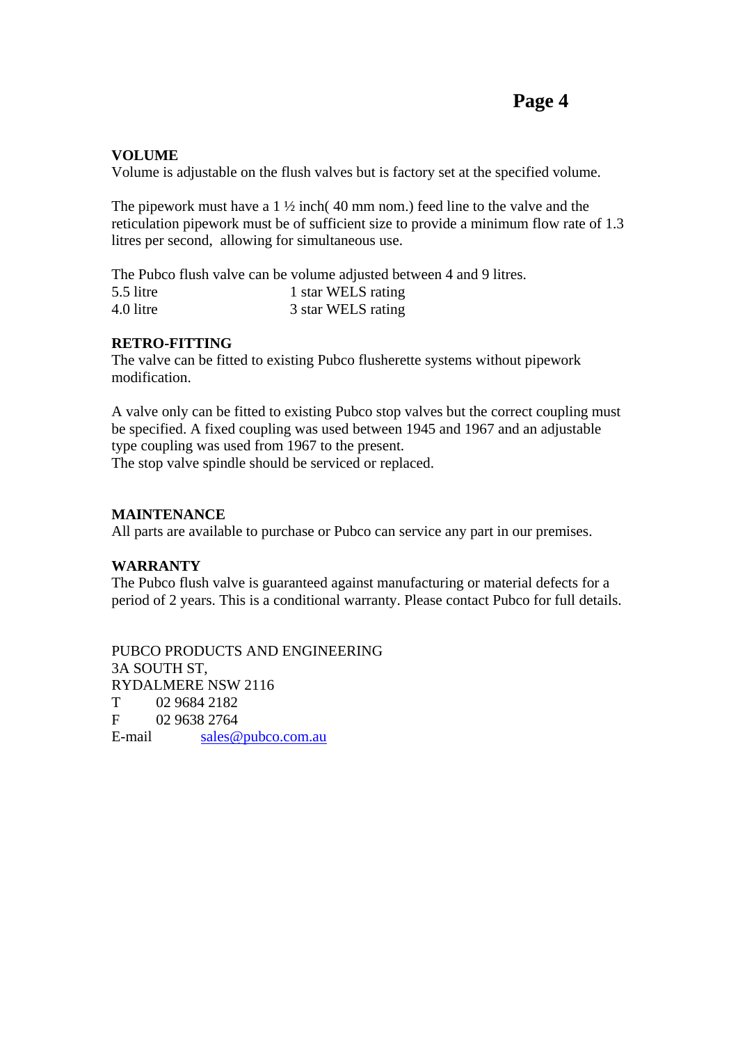## VOLUME

Volume is adjustable on the flush valves but is factory set at the specified volume.

The pipework must have a 1 ½ inch( 40 mm nom.) feed line to the valve and the reticulation pipework must be of sufficient size to provide a minimum flow rate of 1.3 litres per second, allowing for simultaneous use.

The Pubco flush valve can be volume adjusted between 4 and 9 litres.

| | |
|---|---|
| 5.5 litre | 1 star WELS rating |
| 4.0 litre | 3 star WELS rating |

## RETRO-FITTING

The valve can be fitted to existing Pubco flusherette systems without pipework modification.

A valve only can be fitted to existing Pubco stop valves but the correct coupling must be specified. A fixed coupling was used between 1945 and 1967 and an adjustable type coupling was used from 1967 to the present.
The stop valve spindle should be serviced or replaced.

## MAINTENANCE

All parts are available to purchase or Pubco can service any part in our premises.

## WARRANTY

The Pubco flush valve is guaranteed against manufacturing or material defects for a period of 2 years. This is a conditional warranty. Please contact Pubco for full details.

PUBCO PRODUCTS AND ENGINEERING
3A SOUTH ST,
RYDALMERE NSW 2116
T 02 9684 2182
F 02 9638 2764
E-mail sales@pubco.com.au